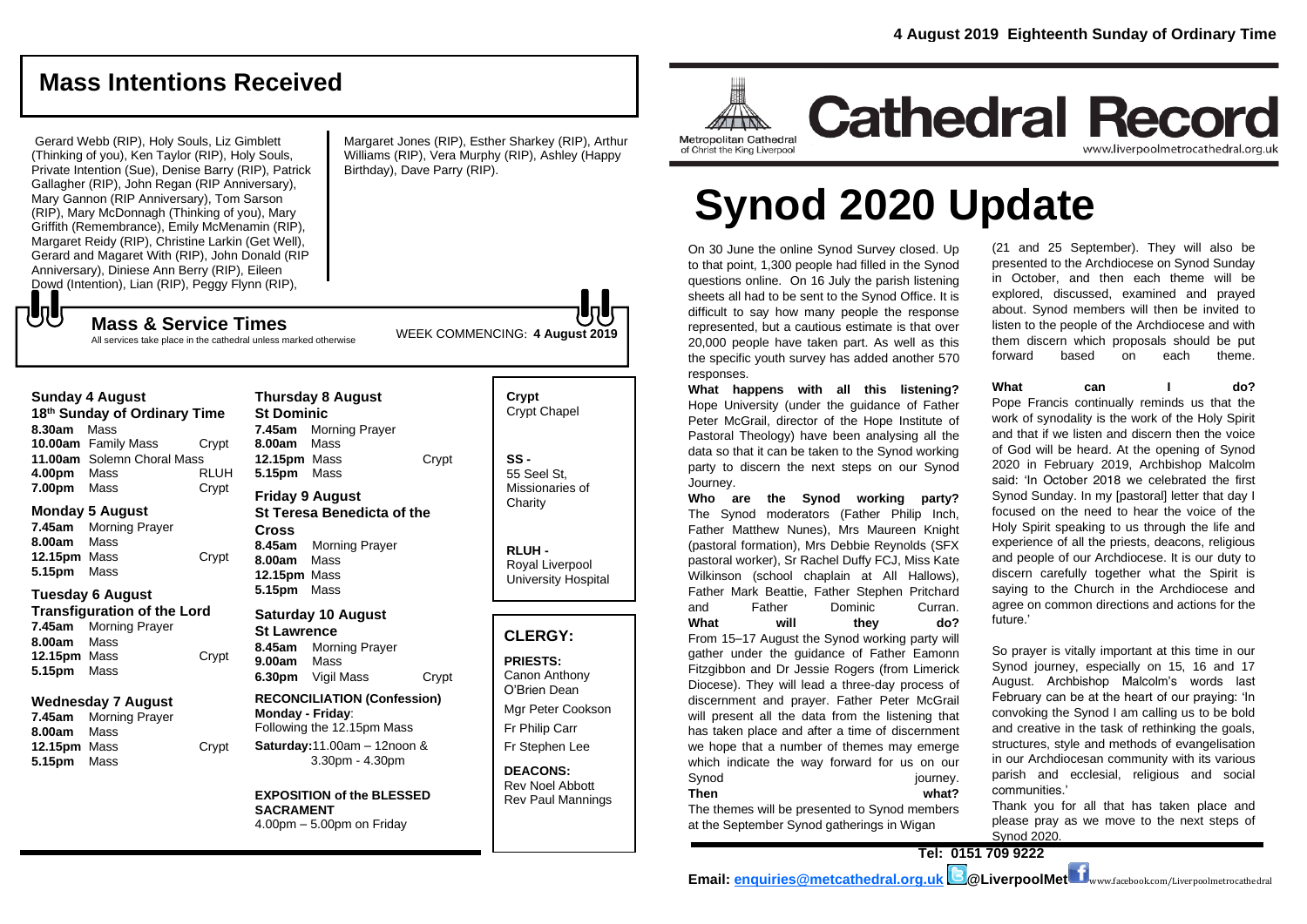# Mass Intentions Received

Gerard Webb (RIP), Holy Souls, Liz Gimblett (Thinking of you), Ken Taylor (RIP), Holy Souls, Private Intention (Sue), Denise Barry (RIP), Patrick Gallagher (RIP), John Regan (RIP Anniversary), Mary Gannon (RIP Anniversary), Tom Sarson (RIP), Mary McDonnagh (Thinking of you), Mary Griffith (Remembrance), Emily McMenamin (RIP), Margaret Reidy (RIP), Christine Larkin (Get Well), Gerard and Magaret With (RIP), John Donald (RIP Anniversary), Diniese Ann Berry (RIP), Eileen Dowd (Intention), Lian (RIP), Peggy Flynn (RIP), Margaret Jones (RIP), Esther Sharkey (RIP), Arthur Williams (RIP), Vera Murphy (RIP), Ashley (Happy Birthday), Dave Parry (RIP).

## Mass & Service Times

All services take place in the cathedral unless marked otherwise

WEEK COMMENCING: **4 August 2019**

### Sunday 4 August
**18th Sunday of Ordinary Time**

**8.30am** Mass
**10.00am** Family Mass — Crypt
**11.00am** Solemn Choral Mass
**4.00pm** Mass — RLUH
**7.00pm** Mass — Crypt

### Monday 5 August

**7.45am** Morning Prayer
**8.00am** Mass
**12.15pm** Mass — Crypt
**5.15pm** Mass

### Tuesday 6 August
**Transfiguration of the Lord**

**7.45am** Morning Prayer
**8.00am** Mass
**12.15pm** Mass — Crypt
**5.15pm** Mass

### Wednesday 7 August

**7.45am** Morning Prayer
**8.00am** Mass
**12.15pm** Mass — Crypt
**5.15pm** Mass

### Thursday 8 August
**St Dominic**

**7.45am** Morning Prayer
**8.00am** Mass
**12.15pm** Mass — Crypt
**5.15pm** Mass

### Friday 9 August
**St Teresa Benedicta of the Cross**

**8.45am** Morning Prayer
**8.00am** Mass
**12.15pm** Mass
**5.15pm** Mass

### Saturday 10 August
**St Lawrence**

**8.45am** Morning Prayer
**9.00am** Mass
**6.30pm** Vigil Mass — Crypt

**RECONCILIATION (Confession)**
**Monday - Friday**: Following the 12.15pm Mass
**Saturday:** 11.00am – 12noon & 3.30pm - 4.30pm

**EXPOSITION of the BLESSED SACRAMENT**
4.00pm – 5.00pm on Friday

**Crypt**
Crypt Chapel

**SS -**
55 Seel St, Missionaries of Charity

**RLUH -**
Royal Liverpool University Hospital

## CLERGY:

**PRIESTS:**
Canon Anthony O'Brien Dean
Mgr Peter Cookson
Fr Philip Carr
Fr Stephen Lee

**DEACONS:**
Rev Noel Abbott
Rev Paul Mannings

**4 August 2019 Eighteenth Sunday of Ordinary Time**

Metropolitan Cathedral of Christ the King Liverpool

# Cathedral Record

www.liverpoolmetrocathedral.org.uk

# Synod 2020 Update

On 30 June the online Synod Survey closed. Up to that point, 1,300 people had filled in the Synod questions online. On 16 July the parish listening sheets all had to be sent to the Synod Office. It is difficult to say how many people the response represented, but a cautious estimate is that over 20,000 people have taken part. As well as this the specific youth survey has added another 570 responses.

**What happens with all this listening?** Hope University (under the guidance of Father Peter McGrail, director of the Hope Institute of Pastoral Theology) have been analysing all the data so that it can be taken to the Synod working party to discern the next steps on our Synod Journey.

**Who are the Synod working party?** The Synod moderators (Father Philip Inch, Father Matthew Nunes), Mrs Maureen Knight (pastoral formation), Mrs Debbie Reynolds (SFX pastoral worker), Sr Rachel Duffy FCJ, Miss Kate Wilkinson (school chaplain at All Hallows), Father Mark Beattie, Father Stephen Pritchard and Father Dominic Curran.

**What will they do?** From 15–17 August the Synod working party will gather under the guidance of Father Eamonn Fitzgibbon and Dr Jessie Rogers (from Limerick Diocese). They will lead a three-day process of discernment and prayer. Father Peter McGrail will present all the data from the listening that has taken place and after a time of discernment we hope that a number of themes may emerge which indicate the way forward for us on our Synod journey.

**Then what?** The themes will be presented to Synod members at the September Synod gatherings in Wigan (21 and 25 September). They will also be presented to the Archdiocese on Synod Sunday in October, and then each theme will be explored, discussed, examined and prayed about. Synod members will then be invited to listen to the people of the Archdiocese and with them discern which proposals should be put forward based on each theme.

**What can I do?** Pope Francis continually reminds us that the work of synodality is the work of the Holy Spirit and that if we listen and discern then the voice of God will be heard. At the opening of Synod 2020 in February 2019, Archbishop Malcolm said: 'In October 2018 we celebrated the first Synod Sunday. In my [pastoral] letter that day I focused on the need to hear the voice of the Holy Spirit speaking to us through the life and experience of all the priests, deacons, religious and people of our Archdiocese. It is our duty to discern carefully together what the Spirit is saying to the Church in the Archdiocese and agree on common directions and actions for the future.'

So prayer is vitally important at this time in our Synod journey, especially on 15, 16 and 17 August. Archbishop Malcolm's words last February can be at the heart of our praying: 'In convoking the Synod I am calling us to be bold and creative in the task of rethinking the goals, structures, style and methods of evangelisation in our Archdiocesan community with its various parish and ecclesial, religious and social communities.'

Thank you for all that has taken place and please pray as we move to the next steps of Synod 2020.

**Tel: 0151 709 9222**

**Email: enquiries@metcathedral.org.uk** @LiverpoolMet www.facebook.com/Liverpoolmetrocathedral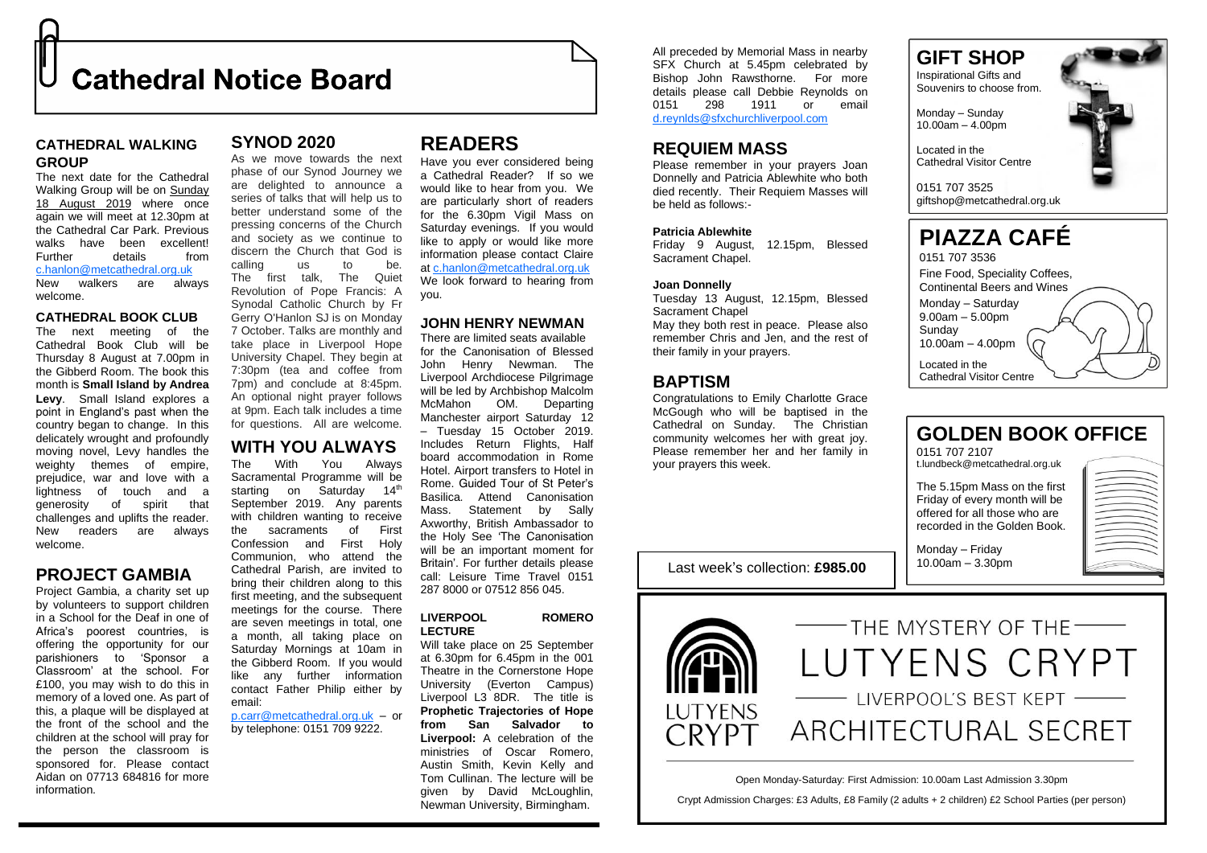# Cathedral Notice Board

### CATHEDRAL WALKING GROUP

The next date for the Cathedral Walking Group will be on Sunday 18 August 2019 where once again we will meet at 12.30pm at the Cathedral Car Park. Previous walks have been excellent! Further details from c.hanlon@metcathedral.org.uk

New walkers are always welcome.

### CATHEDRAL BOOK CLUB

The next meeting of the Cathedral Book Club will be Thursday 8 August at 7.00pm in the Gibberd Room. The book this month is **Small Island by Andrea Levy**. Small Island explores a point in England's past when the country began to change. In this delicately wrought and profoundly moving novel, Levy handles the weighty themes of empire, prejudice, war and love with a lightness of touch and a generosity of spirit that challenges and uplifts the reader. New readers are always welcome.

## PROJECT GAMBIA

Project Gambia, a charity set up by volunteers to support children in a School for the Deaf in one of Africa's poorest countries, is offering the opportunity for our parishioners to 'Sponsor a Classroom' at the school. For £100, you may wish to do this in memory of a loved one. As part of this, a plaque will be displayed at the front of the school and the children at the school will pray for the person the classroom is sponsored for. Please contact Aidan on 07713 684816 for more information.

## SYNOD 2020

As we move towards the next phase of our Synod Journey we are delighted to announce a series of talks that will help us to better understand some of the pressing concerns of the Church and society as we continue to discern the Church that God is calling us to be. The first talk, The Quiet Revolution of Pope Francis: A Synodal Catholic Church by Fr Gerry O'Hanlon SJ is on Monday 7 October. Talks are monthly and take place in Liverpool Hope University Chapel. They begin at 7:30pm (tea and coffee from 7pm) and conclude at 8:45pm. An optional night prayer follows at 9pm. Each talk includes a time for questions. All are welcome.

## WITH YOU ALWAYS

The With You Always Sacramental Programme will be starting on Saturday 14th September 2019. Any parents with children wanting to receive the sacraments of First Confession and First Holy Communion, who attend the Cathedral Parish, are invited to bring their children along to this first meeting, and the subsequent meetings for the course. There are seven meetings in total, one a month, all taking place on Saturday Mornings at 10am in the Gibberd Room. If you would like any further information contact Father Philip either by email: p.carr@metcathedral.org.uk – or by telephone: 0151 709 9222.

## READERS

Have you ever considered being a Cathedral Reader? If so we would like to hear from you. We are particularly short of readers for the 6.30pm Vigil Mass on Saturday evenings. If you would like to apply or would like more information please contact Claire at c.hanlon@metcathedral.org.uk We look forward to hearing from you.

### JOHN HENRY NEWMAN

There are limited seats available for the Canonisation of Blessed John Henry Newman. The Liverpool Archdiocese Pilgrimage will be led by Archbishop Malcolm McMahon OM. Departing Manchester airport Saturday 12 – Tuesday 15 October 2019. Includes Return Flights, Half board accommodation in Rome Hotel. Airport transfers to Hotel in Rome. Guided Tour of St Peter's Basilica. Attend Canonisation Mass. Statement by Sally Axworthy, British Ambassador to the Holy See 'The Canonisation will be an important moment for Britain'. For further details please call: Leisure Time Travel 0151 287 8000 or 07512 856 045.

#### LIVERPOOL ROMERO LECTURE

Will take place on 25 September at 6.30pm for 6.45pm in the 001 Theatre in the Cornerstone Hope University (Everton Campus) Liverpool L3 8DR. The title is **Prophetic Trajectories of Hope from San Salvador to Liverpool:** A celebration of the ministries of Oscar Romero, Austin Smith, Kevin Kelly and Tom Cullinan. The lecture will be given by David McLoughlin, Newman University, Birmingham.

All preceded by Memorial Mass in nearby SFX Church at 5.45pm celebrated by Bishop John Rawsthorne. For more details please call Debbie Reynolds on 0151 298 1911 or email d.reynlds@sfxchurchliverpool.com

## REQUIEM MASS

Please remember in your prayers Joan Donnelly and Patricia Ablewhite who both died recently. Their Requiem Masses will be held as follows:-

**Patricia Ablewhite**
Friday 9 August, 12.15pm, Blessed Sacrament Chapel.

**Joan Donnelly**
Tuesday 13 August, 12.15pm, Blessed Sacrament Chapel

May they both rest in peace. Please also remember Chris and Jen, and the rest of their family in your prayers.

## BAPTISM

Congratulations to Emily Charlotte Grace McGough who will be baptised in the Cathedral on Sunday. The Christian community welcomes her with great joy. Please remember her and her family in your prayers this week.

Last week's collection: **£985.00**

## GIFT SHOP

Inspirational Gifts and Souvenirs to choose from.

Monday – Sunday
10.00am – 4.00pm

Located in the Cathedral Visitor Centre

0151 707 3525
giftshop@metcathedral.org.uk

## PIAZZA CAFÉ

0151 707 3536

Fine Food, Speciality Coffees, Continental Beers and Wines

Monday – Saturday
9.00am – 5.00pm
Sunday
10.00am – 4.00pm

Located in the Cathedral Visitor Centre

## GOLDEN BOOK OFFICE

0151 707 2107
t.lundbeck@metcathedral.org.uk

The 5.15pm Mass on the first Friday of every month will be offered for all those who are recorded in the Golden Book.

Monday – Friday
10.00am – 3.30pm

LUTYENS CRYPT

THE MYSTERY OF THE LUTYENS CRYPT
LIVERPOOL'S BEST KEPT ARCHITECTURAL SECRET

Open Monday-Saturday: First Admission: 10.00am Last Admission 3.30pm

Crypt Admission Charges: £3 Adults, £8 Family (2 adults + 2 children) £2 School Parties (per person)